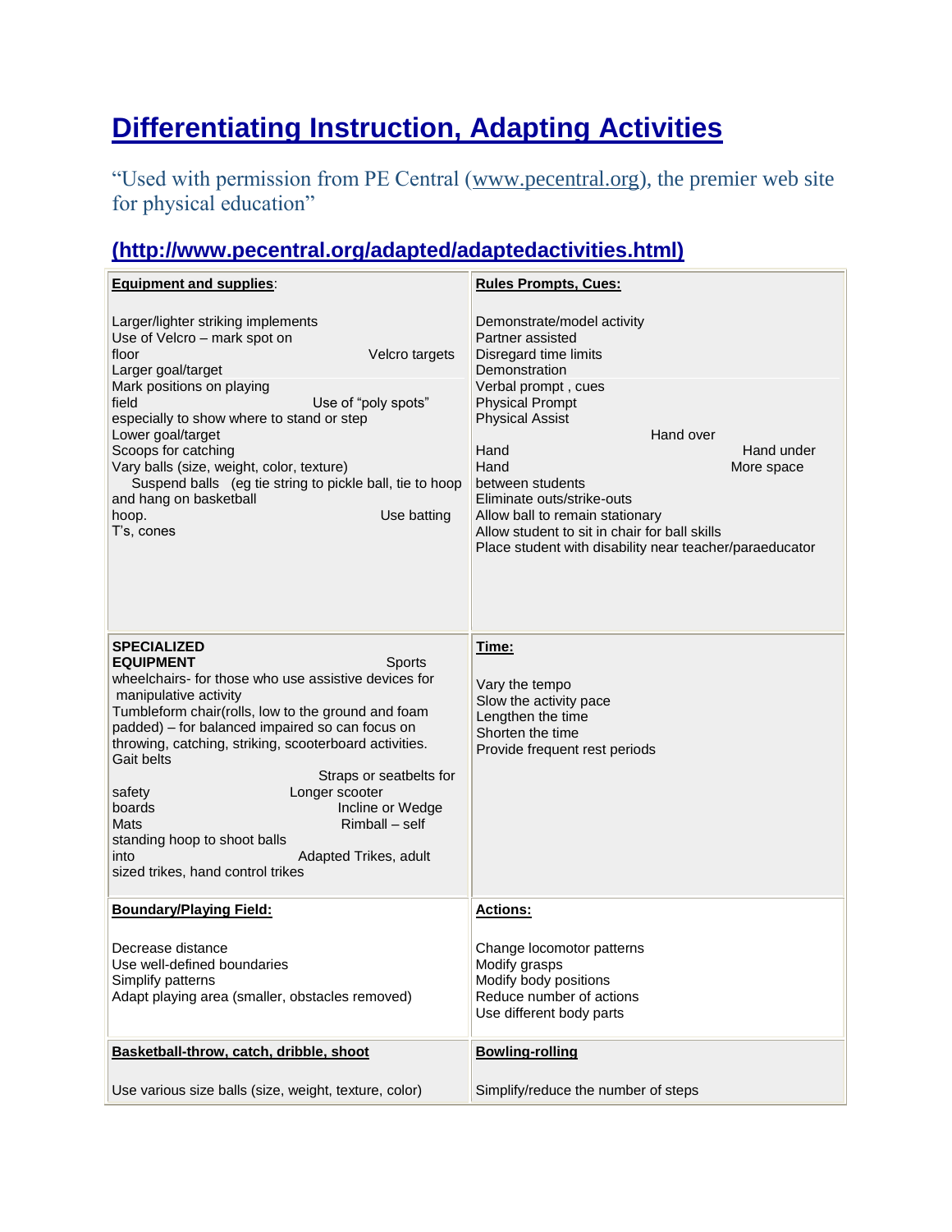# [Differentiating Instruction, Adapting Activities](http://www.pecentral.org/adapted/adaptedactivities.html)

"Used with permission from PE Central (www.pecentral.org), the premier web site for physical education"

## (http://www.pecentral.org/adapted/adaptedactivities.html)

| **Equipment and supplies**: | **Rules Prompts, Cues:** |
|---|---|
| Larger/lighter striking implements<br>Use of Velcro – mark spot on floor Velcro targets<br>Larger goal/target<br>Mark positions on playing field Use of "poly spots" especially to show where to stand or step<br>Lower goal/target<br>Scoops for catching<br>Vary balls (size, weight, color, texture)<br>Suspend balls (eg tie string to pickle ball, tie to hoop and hang on basketball hoop. Use batting T's, cones | Demonstrate/model activity<br>Partner assisted<br>Disregard time limits<br>Demonstration<br>Verbal prompt , cues<br>Physical Prompt<br>Physical Assist<br>Hand over Hand Hand under Hand More space between students<br>Eliminate outs/strike-outs<br>Allow ball to remain stationary<br>Allow student to sit in chair for ball skills<br>Place student with disability near teacher/paraeducator |
| **SPECIALIZED EQUIPMENT** Sports wheelchairs- for those who use assistive devices for manipulative activity<br>Tumbleform chair(rolls, low to the ground and foam padded) – for balanced impaired so can focus on throwing, catching, striking, scooterboard activities.<br>Gait belts<br>Straps or seatbelts for safety Longer scooter boards Incline or Wedge Mats Rimball – self standing hoop to shoot balls into Adapted Trikes, adult sized trikes, hand control trikes | **Time:**<br><br>Vary the tempo<br>Slow the activity pace<br>Lengthen the time<br>Shorten the time<br>Provide frequent rest periods |
| **Boundary/Playing Field:**<br><br>Decrease distance<br>Use well-defined boundaries<br>Simplify patterns<br>Adapt playing area (smaller, obstacles removed) | **Actions:**<br><br>Change locomotor patterns<br>Modify grasps<br>Modify body positions<br>Reduce number of actions<br>Use different body parts |
| **Basketball-throw, catch, dribble, shoot**<br><br>Use various size balls (size, weight, texture, color) | **Bowling-rolling**<br><br>Simplify/reduce the number of steps |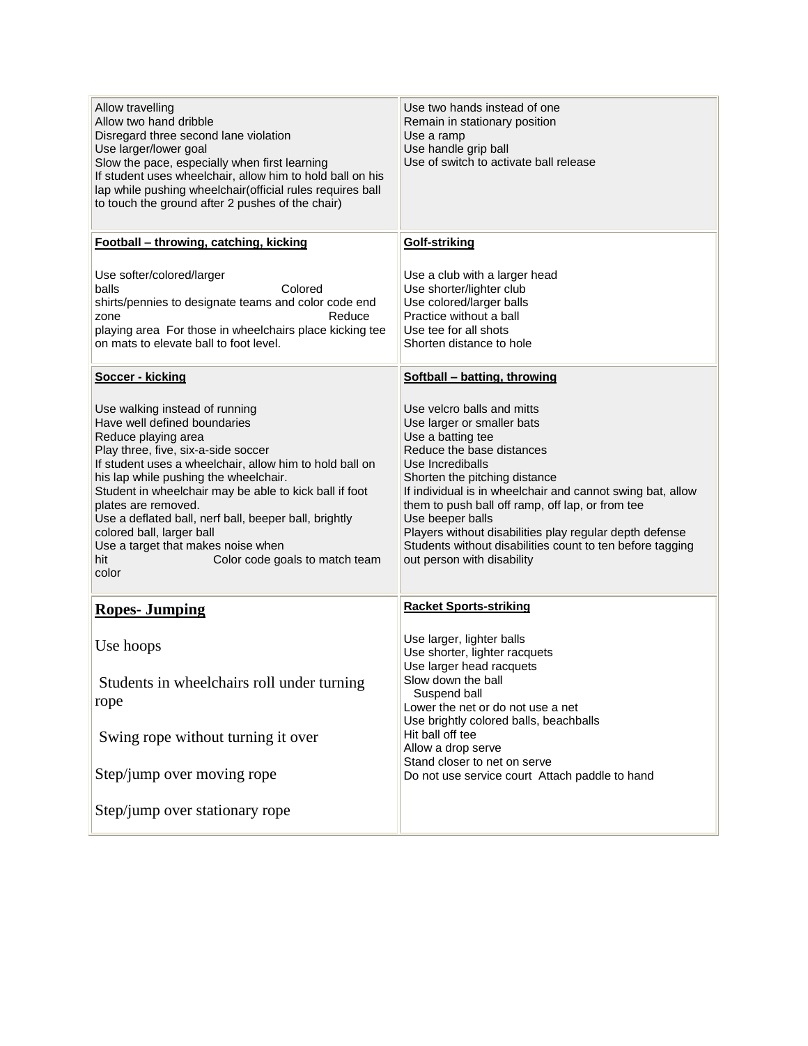| | |
|---|---|
| Allow travelling<br>Allow two hand dribble<br>Disregard three second lane violation<br>Use larger/lower goal<br>Slow the pace, especially when first learning<br>If student uses wheelchair, allow him to hold ball on his lap while pushing wheelchair(official rules requires ball to touch the ground after 2 pushes of the chair) | Use two hands instead of one<br>Remain in stationary position<br>Use a ramp<br>Use handle grip ball<br>Use of switch to activate ball release |
| **Football – throwing, catching, kicking**<br><br>Use softer/colored/larger balls Colored shirts/pennies to designate teams and color code end zone Reduce playing area For those in wheelchairs place kicking tee on mats to elevate ball to foot level. | **Golf-striking**<br><br>Use a club with a larger head<br>Use shorter/lighter club<br>Use colored/larger balls<br>Practice without a ball<br>Use tee for all shots<br>Shorten distance to hole |
| **Soccer - kicking**<br><br>Use walking instead of running<br>Have well defined boundaries<br>Reduce playing area<br>Play three, five, six-a-side soccer<br>If student uses a wheelchair, allow him to hold ball on his lap while pushing the wheelchair.<br>Student in wheelchair may be able to kick ball if foot plates are removed.<br>Use a deflated ball, nerf ball, beeper ball, brightly colored ball, larger ball<br>Use a target that makes noise when hit Color code goals to match team color | **Softball – batting, throwing**<br><br>Use velcro balls and mitts<br>Use larger or smaller bats<br>Use a batting tee<br>Reduce the base distances<br>Use Incrediballs<br>Shorten the pitching distance<br>If individual is in wheelchair and cannot swing bat, allow them to push ball off ramp, off lap, or from tee<br>Use beeper balls<br>Players without disabilities play regular depth defense<br>Students without disabilities count to ten before tagging out person with disability |
| **Ropes- Jumping**<br><br>Use hoops<br><br>Students in wheelchairs roll under turning rope<br><br>Swing rope without turning it over<br><br>Step/jump over moving rope<br><br>Step/jump over stationary rope | **Racket Sports-striking**<br><br>Use larger, lighter balls<br>Use shorter, lighter racquets<br>Use larger head racquets<br>Slow down the ball<br>Suspend ball<br>Lower the net or do not use a net<br>Use brightly colored balls, beachballs<br>Hit ball off tee<br>Allow a drop serve<br>Stand closer to net on serve<br>Do not use service court Attach paddle to hand |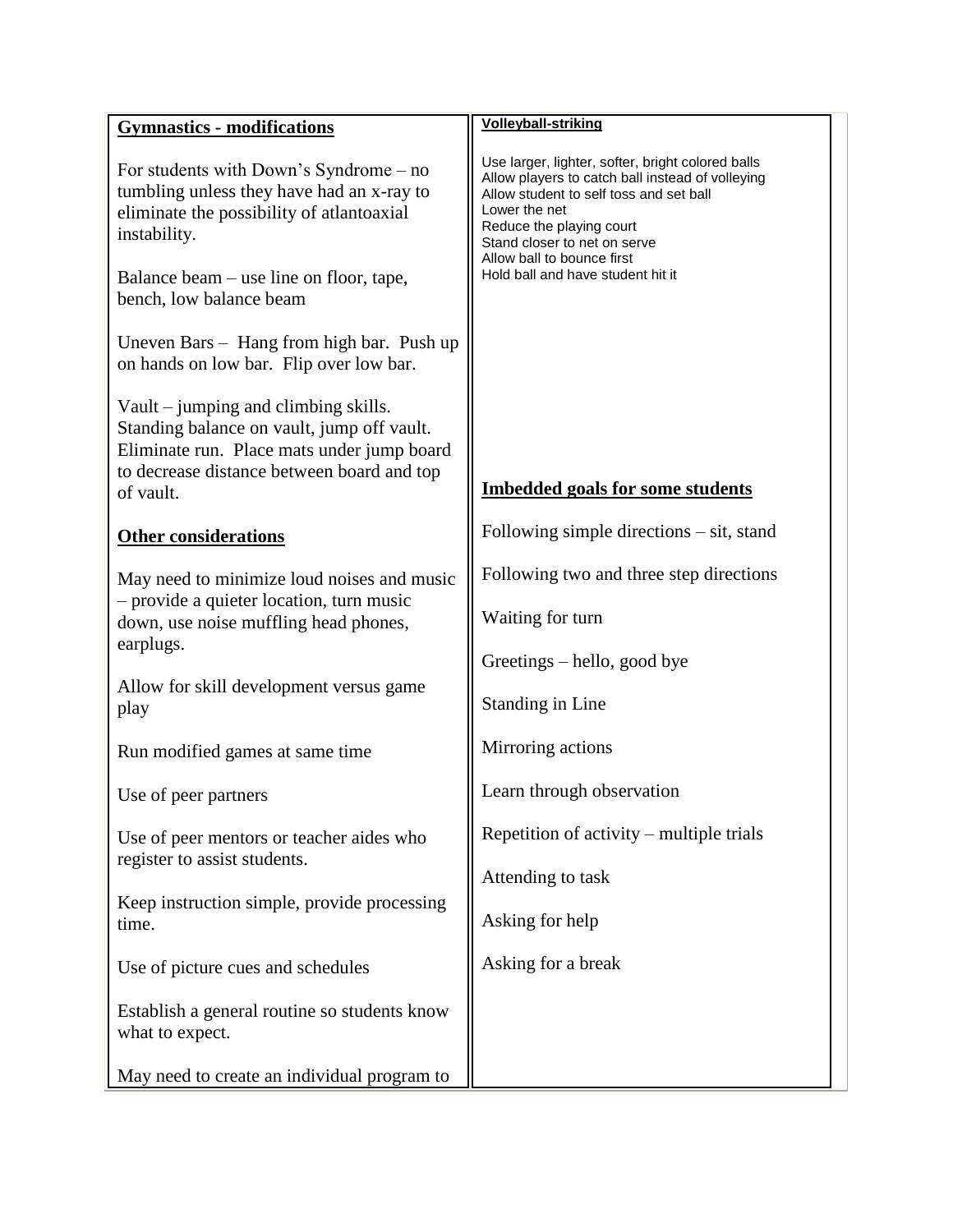## Gymnastics - modifications

For students with Down's Syndrome – no tumbling unless they have had an x-ray to eliminate the possibility of atlantoaxial instability.

Balance beam – use line on floor, tape, bench, low balance beam

Uneven Bars – Hang from high bar. Push up on hands on low bar. Flip over low bar.

Vault – jumping and climbing skills. Standing balance on vault, jump off vault. Eliminate run. Place mats under jump board to decrease distance between board and top of vault.

## Other considerations

May need to minimize loud noises and music – provide a quieter location, turn music down, use noise muffling head phones, earplugs.

Allow for skill development versus game play

Run modified games at same time

Use of peer partners

Use of peer mentors or teacher aides who register to assist students.

Keep instruction simple, provide processing time.

Use of picture cues and schedules

Establish a general routine so students know what to expect.

May need to create an individual program to

## Volleyball-striking

Use larger, lighter, softer, bright colored balls
Allow players to catch ball instead of volleying
Allow student to self toss and set ball
Lower the net
Reduce the playing court
Stand closer to net on serve
Allow ball to bounce first
Hold ball and have student hit it

## Imbedded goals for some students

Following simple directions – sit, stand

Following two and three step directions

Waiting for turn

Greetings – hello, good bye

Standing in Line

Mirroring actions

Learn through observation

Repetition of activity – multiple trials

Attending to task

Asking for help

Asking for a break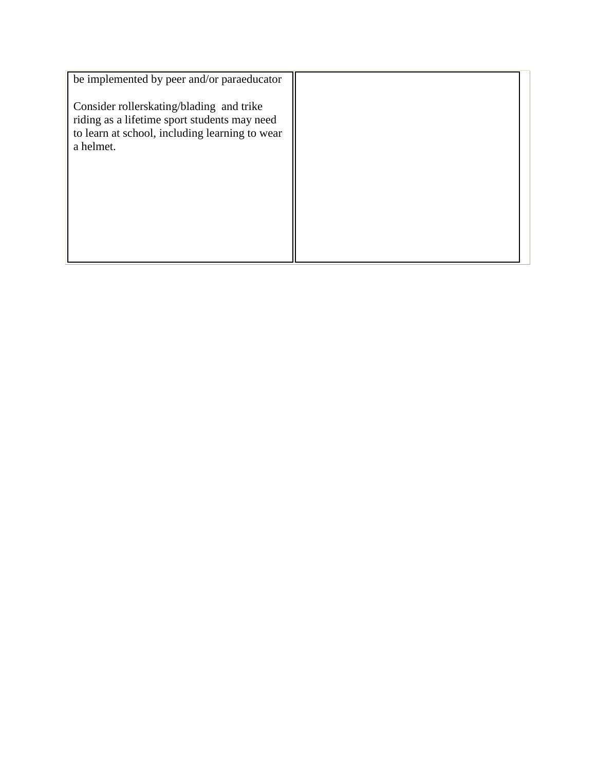| | |
|---|---|
| be implemented by peer and/or paraeducator<br><br>Consider rollerskating/blading  and trike riding as a lifetime sport students may need to learn at school, including learning to wear a helmet. | |